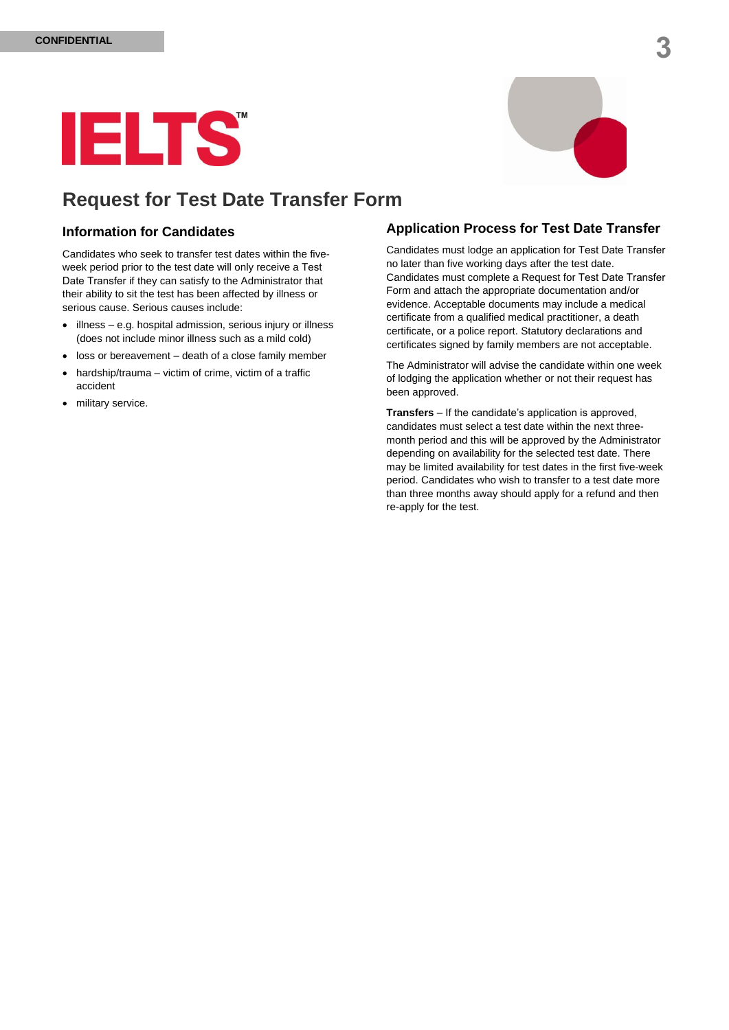# Request for Test Date Transfer Form

## Information for Candidates

Candidates who seek to transfer test dates within the five-week period prior to the test date will only receive a Test Date Transfer if they can satisfy to the Administrator that their ability to sit the test has been affected by illness or serious cause. Serious causes include:

- illness – e.g. hospital admission, serious injury or illness (does not include minor illness such as a mild cold)
- loss or bereavement – death of a close family member
- hardship/trauma – victim of crime, victim of a traffic accident
- military service.

## Application Process for Test Date Transfer

Candidates must lodge an application for Test Date Transfer no later than five working days after the test date. Candidates must complete a Request for Test Date Transfer Form and attach the appropriate documentation and/or evidence. Acceptable documents may include a medical certificate from a qualified medical practitioner, a death certificate, or a police report. Statutory declarations and certificates signed by family members are not acceptable.

The Administrator will advise the candidate within one week of lodging the application whether or not their request has been approved.

**Transfers** – If the candidate's application is approved, candidates must select a test date within the next three-month period and this will be approved by the Administrator depending on availability for the selected test date. There may be limited availability for test dates in the first five-week period. Candidates who wish to transfer to a test date more than three months away should apply for a refund and then re-apply for the test.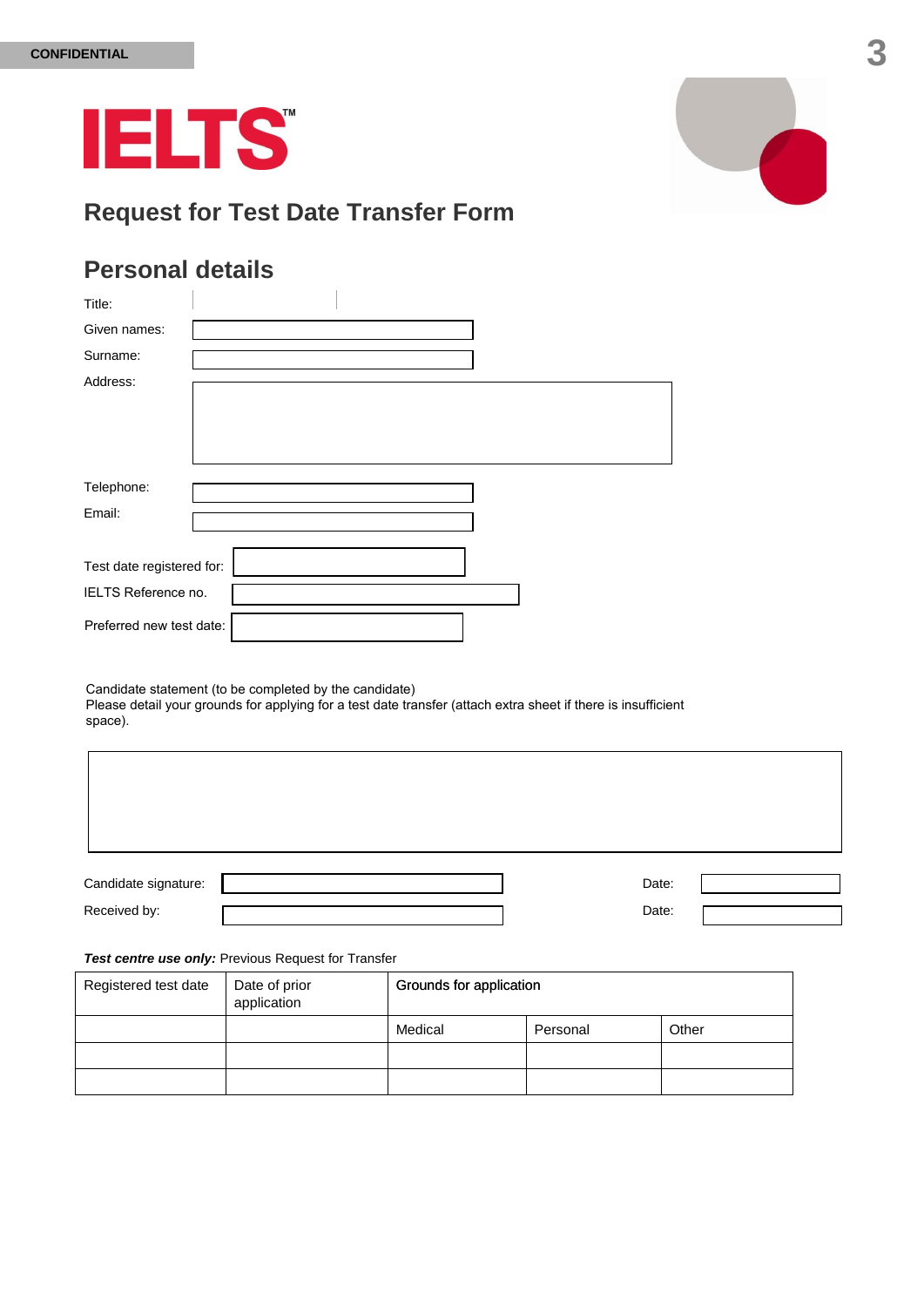CONFIDENTIAL

# IELTS™

## Request for Test Date Transfer Form

## Personal details

Title:

Given names:

Surname:

Address:

Telephone:

Email:

Test date registered for:

IELTS Reference no.

Preferred new test date:

Candidate statement (to be completed by the candidate)
Please detail your grounds for applying for a test date transfer (attach extra sheet if there is insufficient space).

Candidate signature: Date:

Received by: Date:

***Test centre use only:*** Previous Request for Transfer

| Registered test date | Date of prior application | Grounds for application | | |
|---|---|---|---|---|
| | | Medical | Personal | Other |
| | | | | |
| | | | | |